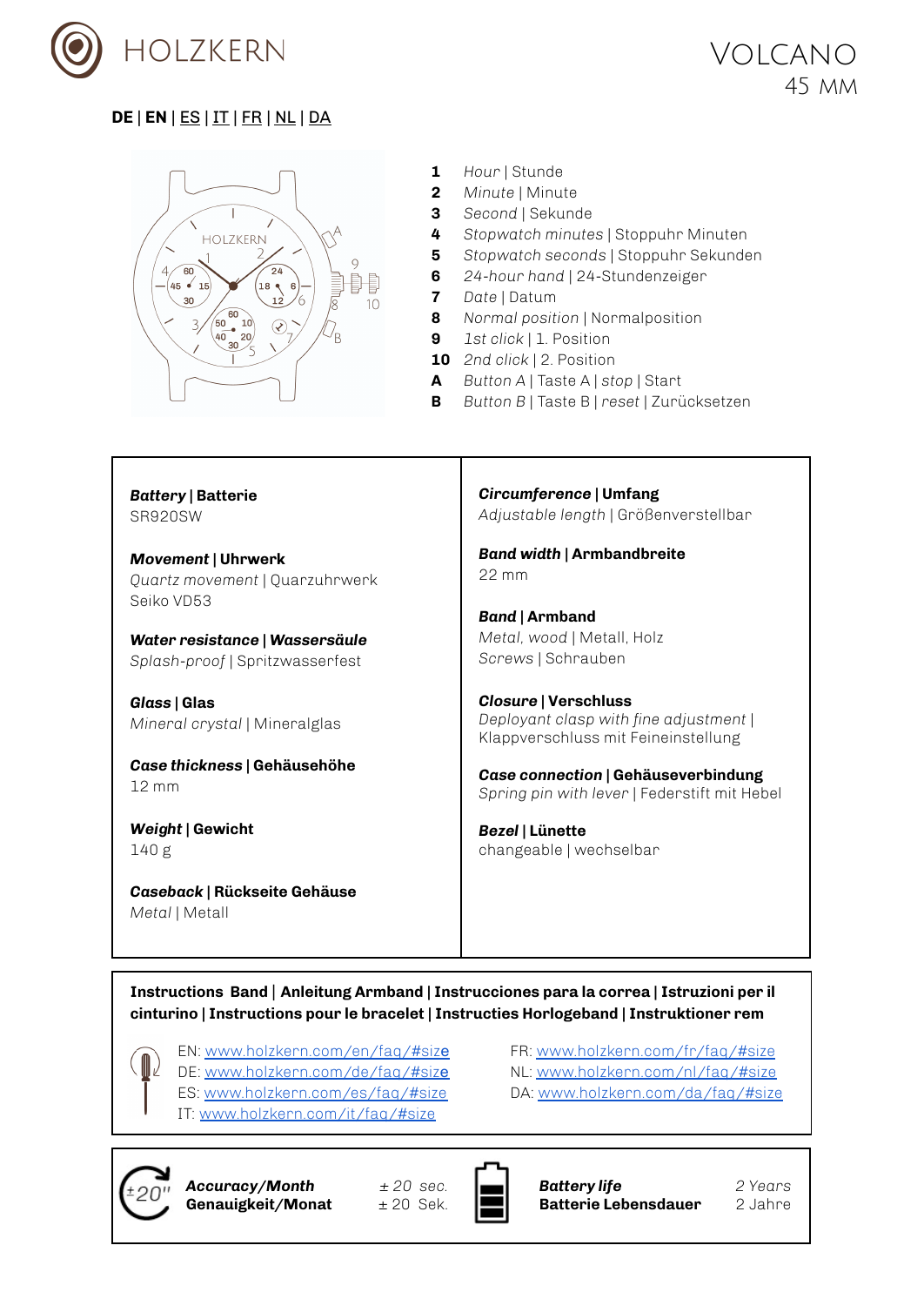# HOLZKERN

## VOLCANO
45 MM

**DE** | **EN** | ES | IT | FR | NL | DA

1. *Hour* | Stunde
2. *Minute* | Minute
3. *Second* | Sekunde
4. *Stopwatch minutes* | Stoppuhr Minuten
5. *Stopwatch seconds* | Stoppuhr Sekunden
6. *24-hour hand* | 24-Stundenzeiger
7. *Date* | Datum
8. *Normal position* | Normalposition
9. *1st click* | 1. Position
10. *2nd click* | 2. Position

**A** *Button A* | Taste A | *stop* | Start
**B** *Button B* | Taste B | *reset* | Zurücksetzen

***Battery*** **| Batterie**
SR920SW

***Movement*** **| Uhrwerk**
*Quartz movement* | Quarzuhrwerk
Seiko VD53

***Water resistance*** **|** ***Wassersäule***
*Splash-proof* | Spritzwasserfest

***Glass*** **| Glas**
*Mineral crystal* | Mineralglas

***Case thickness*** **| Gehäusehöhe**
12 mm

***Weight*** **| Gewicht**
140 g

***Caseback*** **| Rückseite Gehäuse**
*Metal* | Metall

***Circumference*** **| Umfang**
*Adjustable length* | Größenverstellbar

***Band width*** **| Armbandbreite**
22 mm

***Band*** **| Armband**
*Metal, wood* | Metall, Holz
*Screws* | Schrauben

***Closure*** **| Verschluss**
*Deployant clasp with fine adjustment* | Klappverschluss mit Feineinstellung

***Case connection*** **| Gehäuseverbindung**
*Spring pin with lever* | Federstift mit Hebel

***Bezel*** **| Lünette**
changeable | wechselbar

**Instructions Band | Anleitung Armband | Instrucciones para la correa | Istruzioni per il cinturino | Instructions pour le bracelet | Instructies Horlogeband | Instruktioner rem**

EN: www.holzkern.com/en/faq/#size
DE: www.holzkern.com/de/faq/#size
ES: www.holzkern.com/es/faq/#size
IT: www.holzkern.com/it/faq/#size
FR: www.holzkern.com/fr/faq/#size
NL: www.holzkern.com/nl/faq/#size
DA: www.holzkern.com/da/faq/#size

***Accuracy/Month*** **Genauigkeit/Monat** — *± 20 sec.* | ± 20 Sek.

***Battery life*** **Batterie Lebensdauer** — *2 Years* | 2 Jahre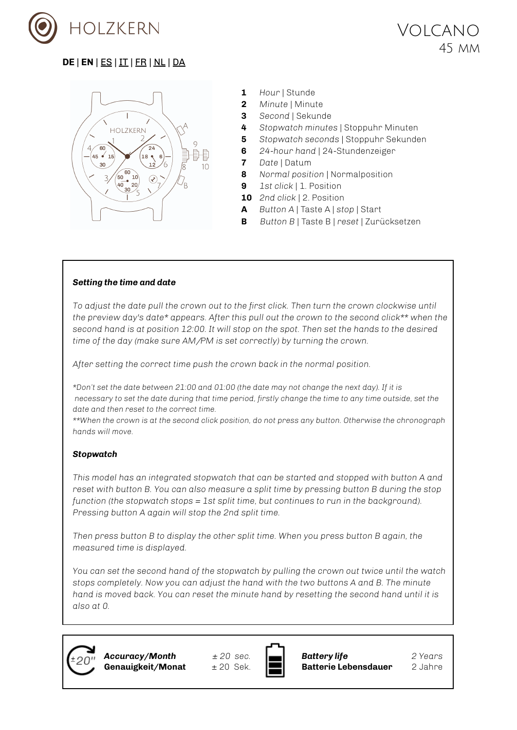HOLZKERN

# VOLCANO
45 MM

**DE** | **EN** | ES | IT | FR | NL | DA

**1** *Hour* | Stunde
**2** *Minute* | Minute
**3** *Second* | Sekunde
**4** *Stopwatch minutes* | Stoppuhr Minuten
**5** *Stopwatch seconds* | Stoppuhr Sekunden
**6** *24-hour hand* | 24-Stundenzeiger
**7** *Date* | Datum
**8** *Normal position* | Normalposition
**9** *1st click* | 1. Position
**10** *2nd click* | 2. Position
**A** *Button A* | Taste A | *stop* | Start
**B** *Button B* | Taste B | *reset* | Zurücksetzen

### *Setting the time and date*

*To adjust the date pull the crown out to the first click. Then turn the crown clockwise until the preview day's date* appears. After this pull out the crown to the second click** when the second hand is at position 12:00. It will stop on the spot. Then set the hands to the desired time of the day (make sure AM/PM is set correctly) by turning the crown.*

*After setting the correct time push the crown back in the normal position.*

**Don't set the date between 21:00 and 01:00 (the date may not change the next day). If it is necessary to set the date during that time period, firstly change the time to any time outside, set the date and then reset to the correct time.*
***When the crown is at the second click position, do not press any button. Otherwise the chronograph hands will move.*

### *Stopwatch*

*This model has an integrated stopwatch that can be started and stopped with button A and reset with button B. You can also measure a split time by pressing button B during the stop function (the stopwatch stops = 1st split time, but continues to run in the background). Pressing button A again will stop the 2nd split time.*

*Then press button B to display the other split time. When you press button B again, the measured time is displayed.*

*You can set the second hand of the stopwatch by pulling the crown out twice until the watch stops completely. Now you can adjust the hand with the two buttons A and B. The minute hand is moved back. You can reset the minute hand by resetting the second hand until it is also at 0.*

| | | | |
|---|---|---|---|
| ***Accuracy/Month*** **Genauigkeit/Monat** | *± 20 sec.* ± 20 Sek. | ***Battery life*** **Batterie Lebensdauer** | *2 Years* 2 Jahre |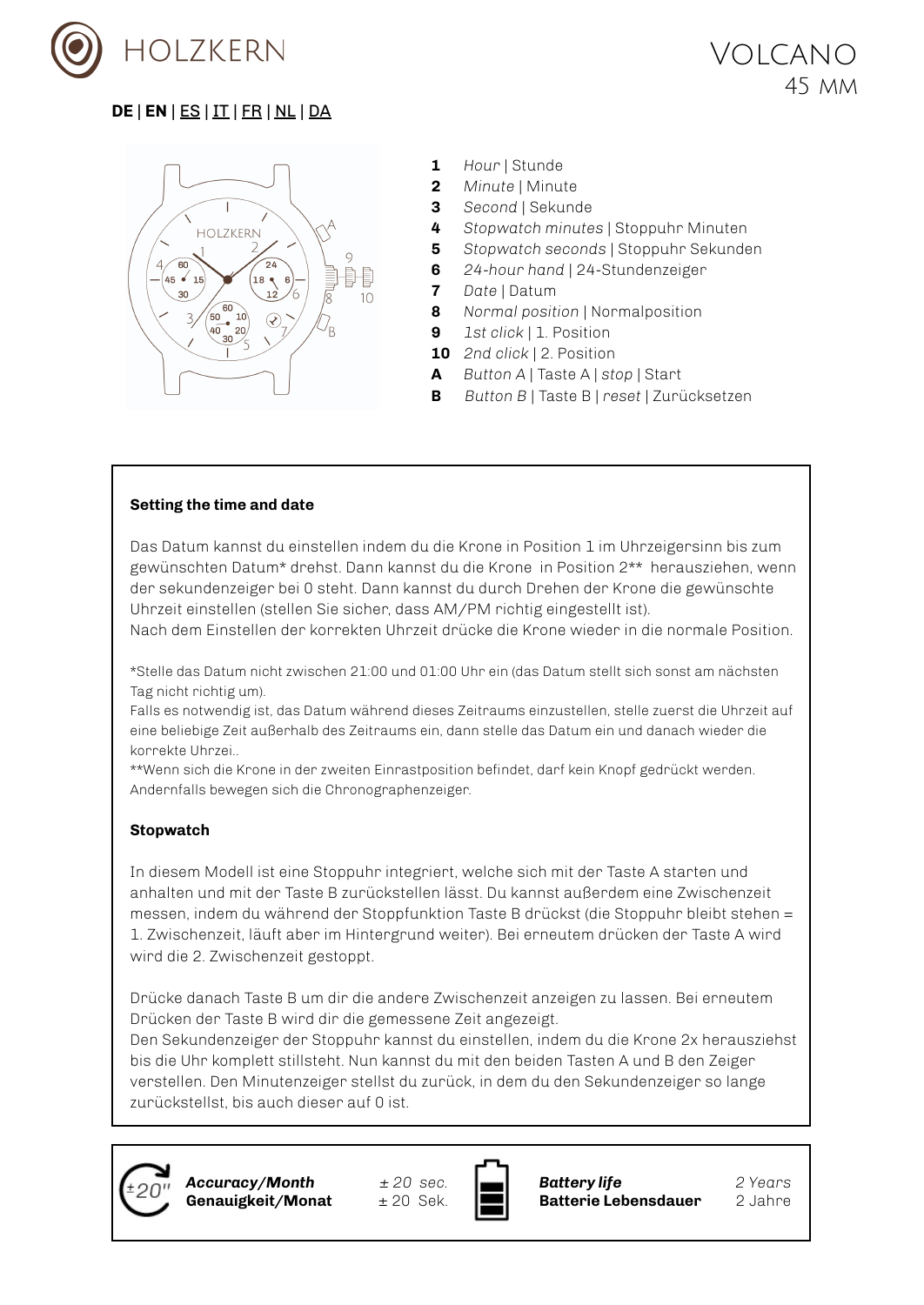HOLZKERN

# VOLCANO
45 MM

**DE** | **EN** | ES | IT | FR | NL | DA

**1** *Hour* | Stunde
**2** *Minute* | Minute
**3** *Second* | Sekunde
**4** *Stopwatch minutes* | Stoppuhr Minuten
**5** *Stopwatch seconds* | Stoppuhr Sekunden
**6** *24-hour hand* | 24-Stundenzeiger
**7** *Date* | Datum
**8** *Normal position* | Normalposition
**9** *1st click* | 1. Position
**10** *2nd click* | 2. Position
**A** *Button A* | Taste A | *stop* | Start
**B** *Button B* | Taste B | *reset* | Zurücksetzen

**Setting the time and date**

Das Datum kannst du einstellen indem du die Krone in Position 1 im Uhrzeigersinn bis zum gewünschten Datum* drehst. Dann kannst du die Krone in Position 2** herausziehen, wenn der sekundenzeiger bei 0 steht. Dann kannst du durch Drehen der Krone die gewünschte Uhrzeit einstellen (stellen Sie sicher, dass AM/PM richtig eingestellt ist).
Nach dem Einstellen der korrekten Uhrzeit drücke die Krone wieder in die normale Position.

*Stelle das Datum nicht zwischen 21:00 und 01:00 Uhr ein (das Datum stellt sich sonst am nächsten Tag nicht richtig um).
Falls es notwendig ist, das Datum während dieses Zeitraums einzustellen, stelle zuerst die Uhrzeit auf eine beliebige Zeit außerhalb des Zeitraums ein, dann stelle das Datum ein und danach wieder die korrekte Uhrzei..
**Wenn sich die Krone in der zweiten Einrastposition befindet, darf kein Knopf gedrückt werden. Andernfalls bewegen sich die Chronographenzeiger.

**Stopwatch**

In diesem Modell ist eine Stoppuhr integriert, welche sich mit der Taste A starten und anhalten und mit der Taste B zurückstellen lässt. Du kannst außerdem eine Zwischenzeit messen, indem du während der Stoppfunktion Taste B drückst (die Stoppuhr bleibt stehen = 1. Zwischenzeit, läuft aber im Hintergrund weiter). Bei erneutem drücken der Taste A wird wird die 2. Zwischenzeit gestoppt.

Drücke danach Taste B um dir die andere Zwischenzeit anzeigen zu lassen. Bei erneutem Drücken der Taste B wird dir die gemessene Zeit angezeigt.
Den Sekundenzeiger der Stoppuhr kannst du einstellen, indem du die Krone 2x herausziehst bis die Uhr komplett stillsteht. Nun kannst du mit den beiden Tasten A und B den Zeiger verstellen. Den Minutenzeiger stellst du zurück, in dem du den Sekundenzeiger so lange zurückstellst, bis auch dieser auf 0 ist.

| | | | |
|---|---|---|---|
| ***Accuracy/Month*** **Genauigkeit/Monat** | *± 20 sec.* ± 20 Sek. | ***Battery life*** **Batterie Lebensdauer** | *2 Years* 2 Jahre |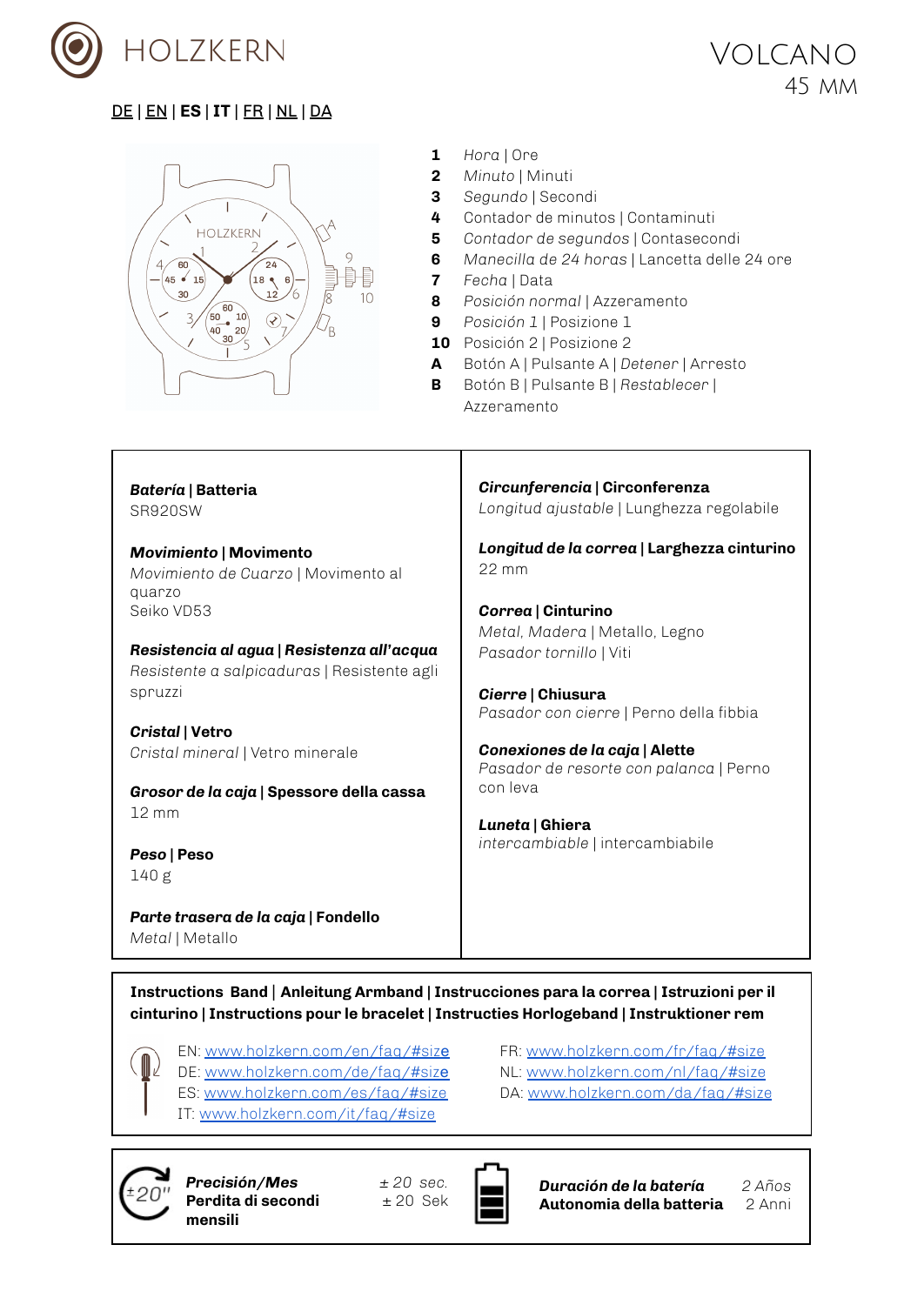HOLZKERN

# VOLCANO
45 MM

DE | EN | **ES** | **IT** | FR | NL | DA

HOLZKERN

**1** *Hora* | Ore
**2** *Minuto* | Minuti
**3** *Segundo* | Secondi
**4** Contador de minutos | Contaminuti
**5** *Contador de segundos* | Contasecondi
**6** *Manecilla de 24 horas* | Lancetta delle 24 ore
**7** *Fecha* | Data
**8** *Posición normal* | Azzeramento
**9** *Posición 1* | Posizione 1
**10** Posición 2 | Posizione 2
**A** Botón A | Pulsante A | *Detener* | Arresto
**B** Botón B | Pulsante B | *Restablecer* | Azzeramento

***Batería* | Batteria**
SR920SW

***Movimiento* | Movimento**
*Movimiento de Cuarzo* | Movimento al quarzo
Seiko VD53

***Resistencia al agua* | *Resistenza all'acqua***
*Resistente a salpicaduras* | Resistente agli spruzzi

***Cristal* | Vetro**
*Cristal mineral* | Vetro minerale

***Grosor de la caja* | Spessore della cassa**
12 mm

***Peso* | Peso**
140 g

***Parte trasera de la caja* | Fondello**
*Metal* | Metallo

***Circunferencia* | Circonferenza**
*Longitud ajustable* | Lunghezza regolabile

***Longitud de la correa* | Larghezza cinturino**
22 mm

***Correa* | Cinturino**
*Metal, Madera* | Metallo, Legno
*Pasador tornillo* | Viti

***Cierre* | Chiusura**
*Pasador con cierre* | Perno della fibbia

***Conexiones de la caja* | Alette**
*Pasador de resorte con palanca* | Perno con leva

***Luneta* | Ghiera**
*intercambiable* | intercambiabile

**Instructions Band | Anleitung Armband | Instrucciones para la correa | Istruzioni per il cinturino | Instructions pour le bracelet | Instructies Horlogeband | Instruktioner rem**

EN: www.holzkern.com/en/faq/#size
DE: www.holzkern.com/de/faq/#size
ES: www.holzkern.com/es/faq/#size
IT: www.holzkern.com/it/faq/#size
FR: www.holzkern.com/fr/faq/#size
NL: www.holzkern.com/nl/faq/#size
DA: www.holzkern.com/da/faq/#size

±20"

***Precisión/Mes*** *± 20 sec.*
**Perdita di secondi mensili** ± 20 Sek

***Duración de la batería*** *2 Años*
**Autonomia della batteria** 2 Anni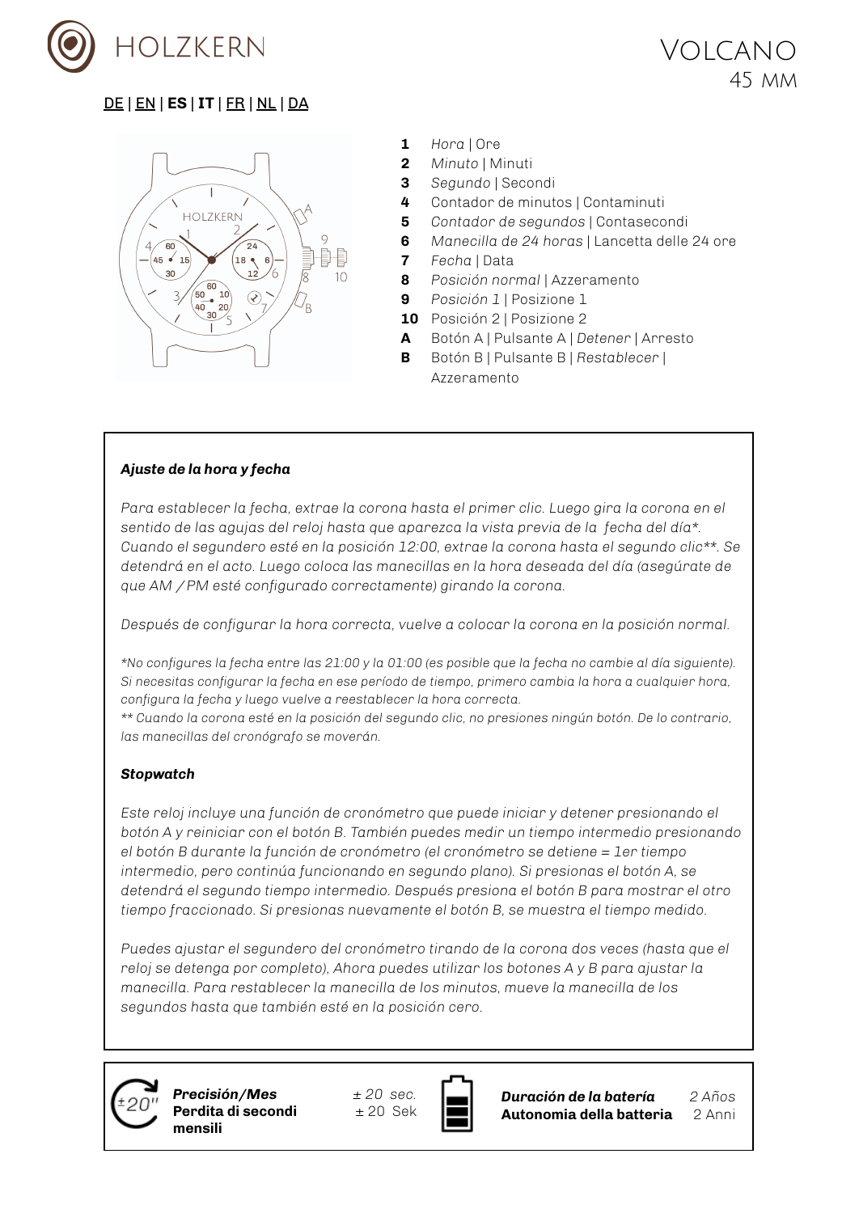HOLZKERN

# VOLCANO
## 45 MM

DE | EN | **ES** | **IT** | FR | NL | DA

**1** *Hora* | Ore
**2** *Minuto* | Minuti
**3** *Segundo* | Secondi
**4** Contador de minutos | Contaminuti
**5** *Contador de segundos* | Contasecondi
**6** *Manecilla de 24 horas* | Lancetta delle 24 ore
**7** *Fecha* | Data
**8** *Posición normal* | Azzeramento
**9** *Posición 1* | Posizione 1
**10** Posición 2 | Posizione 2
**A** Botón A | Pulsante A | *Detener* | Arresto
**B** Botón B | Pulsante B | *Restablecer* | Azzeramento

### *Ajuste de la hora y fecha*

*Para establecer la fecha, extrae la corona hasta el primer clic. Luego gira la corona en el sentido de las agujas del reloj hasta que aparezca la vista previa de la fecha del día*. Cuando el segundero esté en la posición 12:00, extrae la corona hasta el segundo clic**. Se detendrá en el acto. Luego coloca las manecillas en la hora deseada del día (asegúrate de que AM / PM esté configurado correctamente) girando la corona.*

*Después de configurar la hora correcta, vuelve a colocar la corona en la posición normal.*

**No configures la fecha entre las 21:00 y la 01:00 (es posible que la fecha no cambie al día siguiente). Si necesitas configurar la fecha en ese período de tiempo, primero cambia la hora a cualquier hora, configura la fecha y luego vuelve a reestablecer la hora correcta.*
*** Cuando la corona esté en la posición del segundo clic, no presiones ningún botón. De lo contrario, las manecillas del cronógrafo se moverán.*

### *Stopwatch*

*Este reloj incluye una función de cronómetro que puede iniciar y detener presionando el botón A y reiniciar con el botón B. También puedes medir un tiempo intermedio presionando el botón B durante la función de cronómetro (el cronómetro se detiene = 1er tiempo intermedio, pero continúa funcionando en segundo plano). Si presionas el botón A, se detendrá el segundo tiempo intermedio. Después presiona el botón B para mostrar el otro tiempo fraccionado. Si presionas nuevamente el botón B, se muestra el tiempo medido.*

*Puedes ajustar el segundero del cronómetro tirando de la corona dos veces (hasta que el reloj se detenga por completo), Ahora puedes utilizar los botones A y B para ajustar la manecilla. Para restablecer la manecilla de los minutos, mueve la manecilla de los segundos hasta que también esté en la posición cero.*

| | | | |
|---|---|---|---|
| ***Precisión/Mes*** **Perdita di secondi mensili** | *± 20 sec.* ± 20 Sek | ***Duración de la batería*** **Autonomia della batteria** | *2 Años* 2 Anni |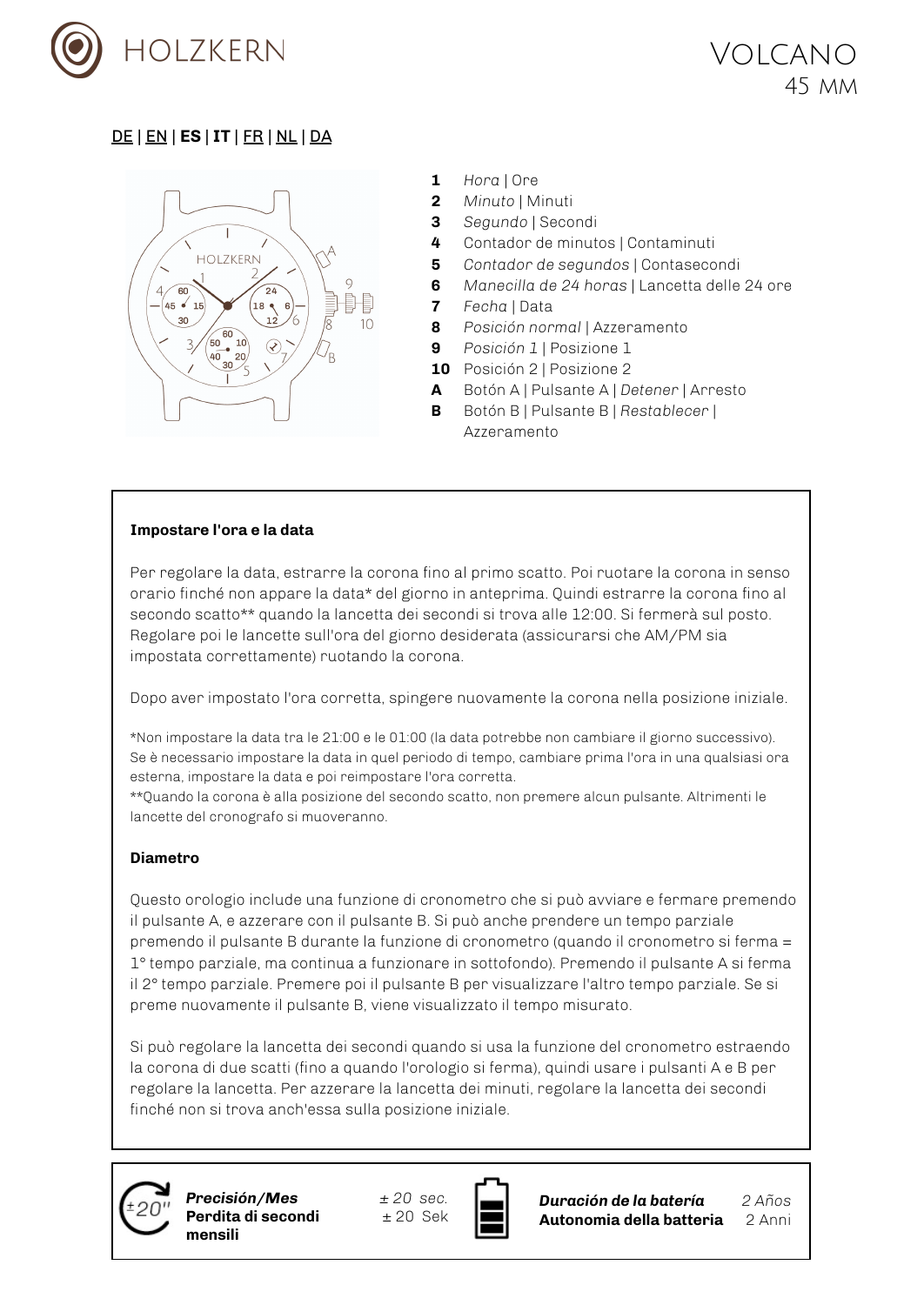HOLZKERN

VOLCANO
45 MM

DE | EN | **ES** | **IT** | FR | NL | DA

- **1** *Hora* | Ore
- **2** *Minuto* | Minuti
- **3** *Segundo* | Secondi
- **4** Contador de minutos | Contaminuti
- **5** *Contador de segundos* | Contasecondi
- **6** *Manecilla de 24 horas* | Lancetta delle 24 ore
- **7** *Fecha* | Data
- **8** *Posición normal* | Azzeramento
- **9** *Posición 1* | Posizione 1
- **10** Posición 2 | Posizione 2
- **A** Botón A | Pulsante A | *Detener* | Arresto
- **B** Botón B | Pulsante B | *Restablecer* | Azzeramento

**Impostare l'ora e la data**

Per regolare la data, estrarre la corona fino al primo scatto. Poi ruotare la corona in senso orario finché non appare la data* del giorno in anteprima. Quindi estrarre la corona fino al secondo scatto** quando la lancetta dei secondi si trova alle 12:00. Si fermerà sul posto. Regolare poi le lancette sull'ora del giorno desiderata (assicurarsi che AM/PM sia impostata correttamente) ruotando la corona.

Dopo aver impostato l'ora corretta, spingere nuovamente la corona nella posizione iniziale.

*Non impostare la data tra le 21:00 e le 01:00 (la data potrebbe non cambiare il giorno successivo). Se è necessario impostare la data in quel periodo di tempo, cambiare prima l'ora in una qualsiasi ora esterna, impostare la data e poi reimpostare l'ora corretta.
**Quando la corona è alla posizione del secondo scatto, non premere alcun pulsante. Altrimenti le lancette del cronografo si muoveranno.

**Diametro**

Questo orologio include una funzione di cronometro che si può avviare e fermare premendo il pulsante A, e azzerare con il pulsante B. Si può anche prendere un tempo parziale premendo il pulsante B durante la funzione di cronometro (quando il cronometro si ferma = 1° tempo parziale, ma continua a funzionare in sottofondo). Premendo il pulsante A si ferma il 2° tempo parziale. Premere poi il pulsante B per visualizzare l'altro tempo parziale. Se si preme nuovamente il pulsante B, viene visualizzato il tempo misurato.

Si può regolare la lancetta dei secondi quando si usa la funzione del cronometro estraendo la corona di due scatti (fino a quando l'orologio si ferma), quindi usare i pulsanti A e B per regolare la lancetta. Per azzerare la lancetta dei minuti, regolare la lancetta dei secondi finché non si trova anch'essa sulla posizione iniziale.

| | | | |
|---|---|---|---|
| ***Precisión/Mes*** **Perdita di secondi mensili** | *± 20 sec.* ± 20 Sek | ***Duración de la batería*** **Autonomia della batteria** | *2 Años* 2 Anni |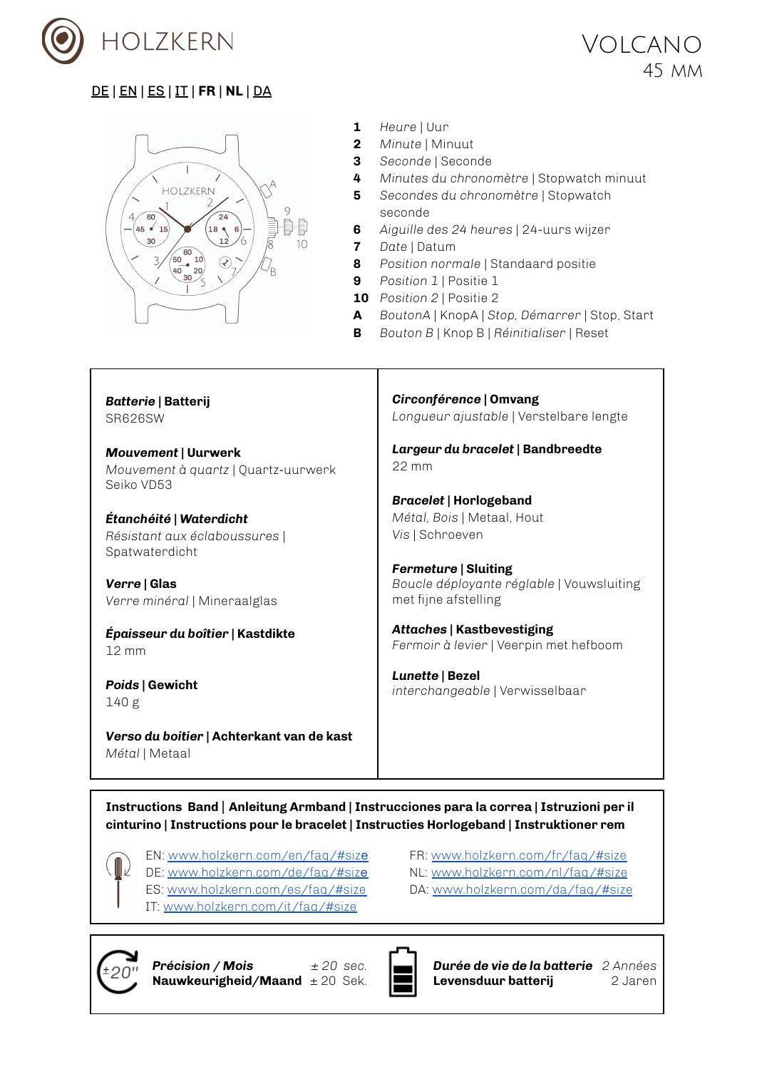HOLZKERN

# VOLCANO
45 MM

DE | EN | ES | IT | **FR** | **NL** | DA

1. *Heure* | Uur
2. *Minute* | Minuut
3. *Seconde* | Seconde
4. *Minutes du chronomètre* | Stopwatch minuut
5. *Secondes du chronomètre* | Stopwatch seconde
6. *Aiguille des 24 heures* | 24-uurs wijzer
7. *Date* | Datum
8. *Position normale* | Standaard positie
9. *Position 1* | Positie 1
10. *Position 2* | Positie 2

**A** *BoutonA* | KnopA | *Stop, Démarrer* | Stop, Start

**B** *Bouton B* | Knop B | *Réinitialiser* | Reset

***Batterie*** **| Batterij**
SR626SW

***Mouvement*** **| Uurwerk**
*Mouvement à quartz* | Quartz-uurwerk
Seiko VD53

***Étanchéité*** **|** ***Waterdicht***
*Résistant aux éclaboussures* | Spatwaterdicht

***Verre*** **| Glas**
*Verre minéral* | Mineraalglas

***Épaisseur du boîtier*** **| Kastdikte**
12 mm

***Poids*** **| Gewicht**
140 g

***Verso du boitier*** **| Achterkant van de kast**
*Métal* | Metaal

***Circonférence*** **| Omvang**
*Longueur ajustable* | Verstelbare lengte

***Largeur du bracelet*** **| Bandbreedte**
22 mm

***Bracelet*** **| Horlogeband**
*Métal, Bois* | Metaal, Hout
*Vis* | Schroeven

***Fermeture*** **| Sluiting**
*Boucle déployante réglable* | Vouwsluiting met fijne afstelling

***Attaches*** **| Kastbevestiging**
*Fermoir à levier* | Veerpin met hefboom

***Lunette*** **| Bezel**
*interchangeable* | Verwisselbaar

**Instructions Band | Anleitung Armband | Instrucciones para la correa | Istruzioni per il cinturino | Instructions pour le bracelet | Instructies Horlogeband | Instruktioner rem**

EN: www.holzkern.com/en/faq/#size
DE: www.holzkern.com/de/faq/#size
ES: www.holzkern.com/es/faq/#size
IT: www.holzkern.com/it/faq/#size
FR: www.holzkern.com/fr/faq/#size
NL: www.holzkern.com/nl/faq/#size
DA: www.holzkern.com/da/faq/#size

±20"

***Précision / Mois*** *± 20 sec.*
**Nauwkeurigheid/Maand** ± 20 Sek.

***Durée de vie de la batterie*** *2 Années*
**Levensduur batterij** 2 Jaren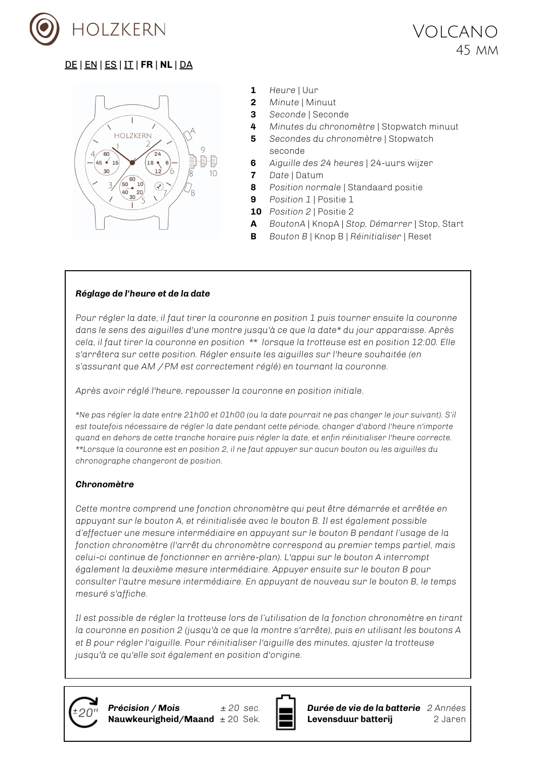HOLZKERN

# Volcano
45 mm

DE | EN | ES | IT | **FR** | **NL** | DA

| | |
|---|---|
| **1** | *Heure* \| Uur |
| **2** | *Minute* \| Minuut |
| **3** | *Seconde* \| Seconde |
| **4** | *Minutes du chronomètre* \| Stopwatch minuut |
| **5** | *Secondes du chronomètre* \| Stopwatch seconde |
| **6** | *Aiguille des 24 heures* \| 24-uurs wijzer |
| **7** | *Date* \| Datum |
| **8** | *Position normale* \| Standaard positie |
| **9** | *Position 1* \| Positie 1 |
| **10** | *Position 2* \| Positie 2 |
| **A** | *BoutonA* \| KnopA \| *Stop, Démarrer* \| Stop, Start |
| **B** | *Bouton B* \| Knop B \| *Réinitialiser* \| Reset |

***Réglage de l'heure et de la date***

*Pour régler la date, il faut tirer la couronne en position 1 puis tourner ensuite la couronne dans le sens des aiguilles d'une montre jusqu'à ce que la date* du jour apparaisse. Après cela, il faut tirer la couronne en position ** lorsque la trotteuse est en position 12:00. Elle s'arrêtera sur cette position. Régler ensuite les aiguilles sur l'heure souhaitée (en s'assurant que AM / PM est correctement réglé) en tournant la couronne.*

*Après avoir réglé l'heure, repousser la couronne en position initiale.*

*\*Ne pas régler la date entre 21h00 et 01h00 (ou la date pourrait ne pas changer le jour suivant). S'il est toutefois nécessaire de régler la date pendant cette période, changer d'abord l'heure n'importe quand en dehors de cette tranche horaire puis régler la date, et enfin réinitialiser l'heure correcte.*
*\*\*Lorsque la couronne est en position 2, il ne faut appuyer sur aucun bouton ou les aiguilles du chronographe changeront de position.*

***Chronomètre***

*Cette montre comprend une fonction chronomètre qui peut être démarrée et arrêtée en appuyant sur le bouton A, et réinitialisée avec le bouton B. Il est également possible d'effectuer une mesure intermédiaire en appuyant sur le bouton B pendant l'usage de la fonction chronomètre (l'arrêt du chronomètre correspond au premier temps partiel, mais celui-ci continue de fonctionner en arrière-plan). L'appui sur le bouton A interrompt également la deuxième mesure intermédiaire. Appuyer ensuite sur le bouton B pour consulter l'autre mesure intermédiaire. En appuyant de nouveau sur le bouton B, le temps mesuré s'affiche.*

*Il est possible de régler la trotteuse lors de l'utilisation de la fonction chronomètre en tirant la couronne en position 2 (jusqu'à ce que la montre s'arrête), puis en utilisant les boutons A et B pour régler l'aiguille. Pour réinitialiser l'aiguille des minutes, ajuster la trotteuse jusqu'à ce qu'elle soit également en position d'origine.*

| | | | |
|---|---|---|---|
| ***Précision / Mois*** | *± 20 sec.* | ***Durée de vie de la batterie*** | *2 Années* |
| **Nauwkeurigheid/Maand** | ± 20 Sek. | **Levensduur batterij** | 2 Jaren |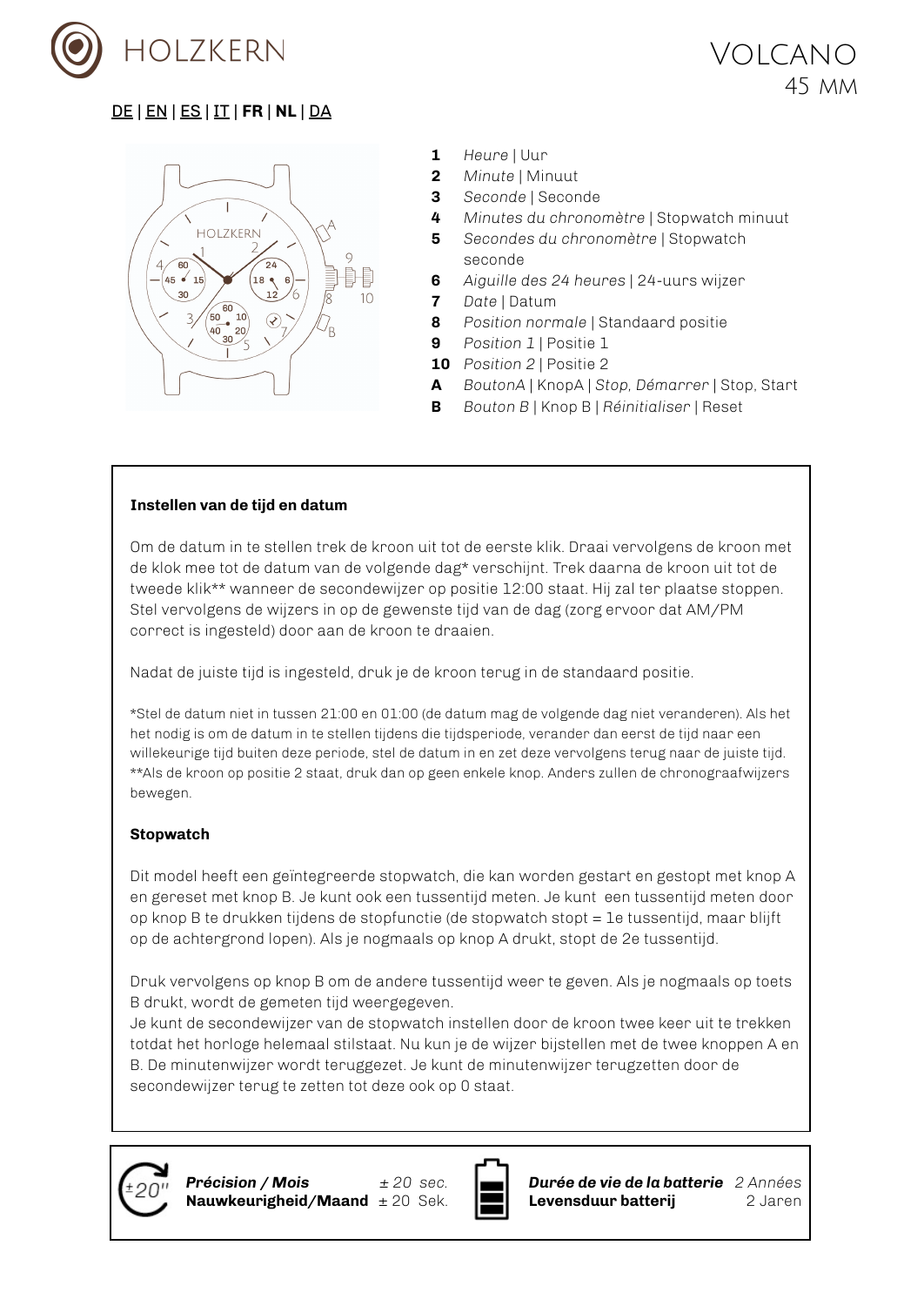HOLZKERN

# Volcano
45 mm

DE | EN | ES | IT | **FR** | **NL** | DA

1 *Heure* | Uur
2 *Minute* | Minuut
3 *Seconde* | Seconde
4 *Minutes du chronomètre* | Stopwatch minuut
5 *Secondes du chronomètre* | Stopwatch seconde
6 *Aiguille des 24 heures* | 24-uurs wijzer
7 *Date* | Datum
8 *Position normale* | Standaard positie
9 *Position 1* | Positie 1
10 *Position 2* | Positie 2
A *BoutonA* | KnopA | *Stop, Démarrer* | Stop, Start
B *Bouton B* | Knop B | *Réinitialiser* | Reset

**Instellen van de tijd en datum**

Om de datum in te stellen trek de kroon uit tot de eerste klik. Draai vervolgens de kroon met de klok mee tot de datum van de volgende dag* verschijnt. Trek daarna de kroon uit tot de tweede klik** wanneer de secondewijzer op positie 12:00 staat. Hij zal ter plaatse stoppen. Stel vervolgens de wijzers in op de gewenste tijd van de dag (zorg ervoor dat AM/PM correct is ingesteld) door aan de kroon te draaien.

Nadat de juiste tijd is ingesteld, druk je de kroon terug in de standaard positie.

*Stel de datum niet in tussen 21:00 en 01:00 (de datum mag de volgende dag niet veranderen). Als het het nodig is om de datum in te stellen tijdens die tijdsperiode, verander dan eerst de tijd naar een willekeurige tijd buiten deze periode, stel de datum in en zet deze vervolgens terug naar de juiste tijd.
**Als de kroon op positie 2 staat, druk dan op geen enkele knop. Anders zullen de chronograafwijzers bewegen.

**Stopwatch**

Dit model heeft een geïntegreerde stopwatch, die kan worden gestart en gestopt met knop A en gereset met knop B. Je kunt ook een tussentijd meten. Je kunt een tussentijd meten door op knop B te drukken tijdens de stopfunctie (de stopwatch stopt = 1e tussentijd, maar blijft op de achtergrond lopen). Als je nogmaals op knop A drukt, stopt de 2e tussentijd.

Druk vervolgens op knop B om de andere tussentijd weer te geven. Als je nogmaals op toets B drukt, wordt de gemeten tijd weergegeven.
Je kunt de secondewijzer van de stopwatch instellen door de kroon twee keer uit te trekken totdat het horloge helemaal stilstaat. Nu kun je de wijzer bijstellen met de twee knoppen A en B. De minutenwijzer wordt teruggezet. Je kunt de minutenwijzer terugzetten door de secondewijzer terug te zetten tot deze ook op 0 staat.

±20"

| | | | |
|---|---|---|---|
| ***Précision / Mois*** | *± 20 sec.* | ***Durée de vie de la batterie*** | *2 Années* |
| **Nauwkeurigheid/Maand** | ± 20 Sek. | **Levensduur batterij** | 2 Jaren |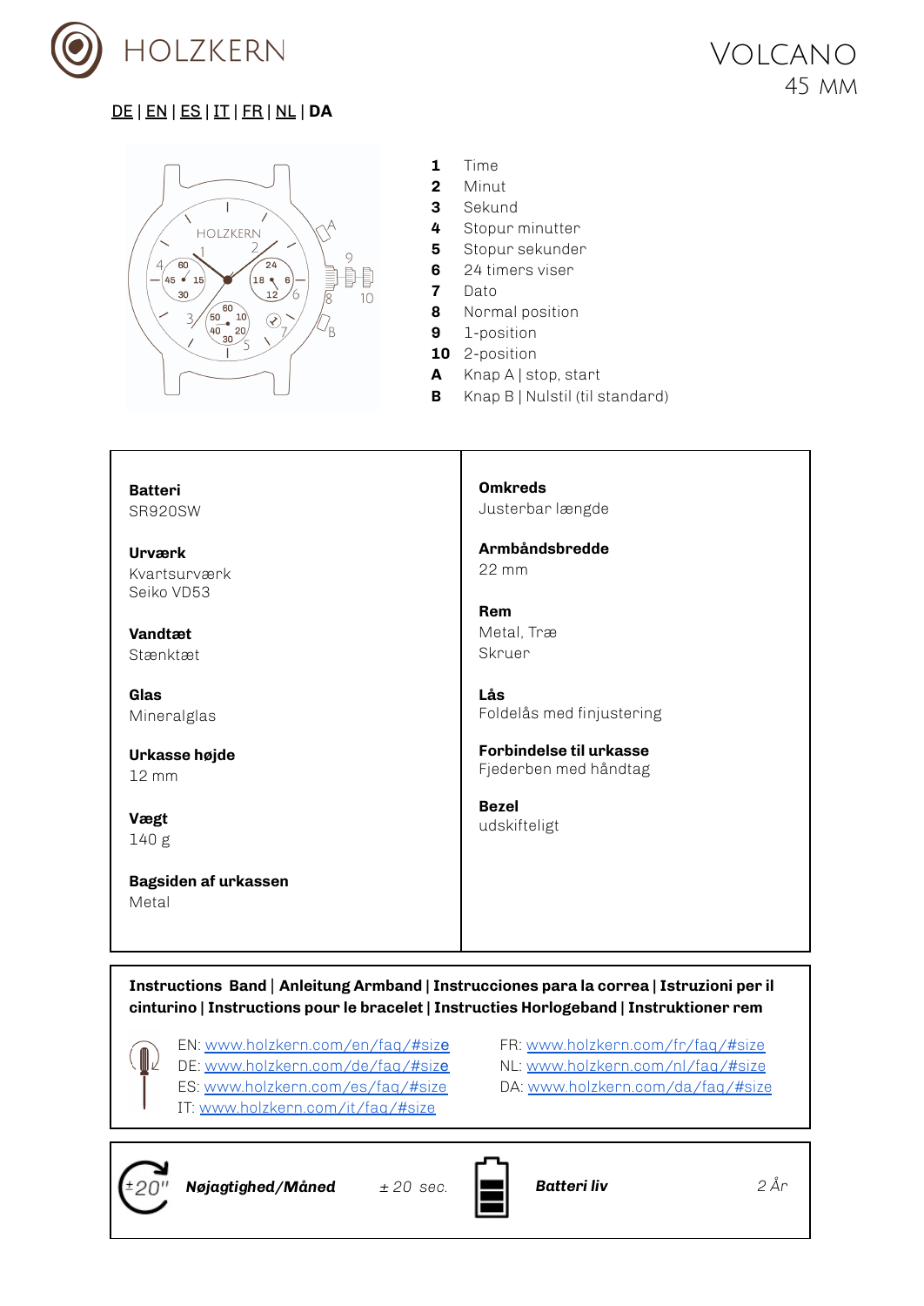# HOLZKERN

## VOLCANO
45 MM

DE | EN | ES | IT | FR | NL | **DA**

**1** Time
**2** Minut
**3** Sekund
**4** Stopur minutter
**5** Stopur sekunder
**6** 24 timers viser
**7** Dato
**8** Normal position
**9** 1-position
**10** 2-position
**A** Knap A | stop, start
**B** Knap B | Nulstil (til standard)

**Batteri**
SR920SW

**Urværk**
Kvartsurværk
Seiko VD53

**Vandtæt**
Stænktæt

**Glas**
Mineralglas

**Urkasse højde**
12 mm

**Vægt**
140 g

**Bagsiden af urkassen**
Metal

**Omkreds**
Justerbar længde

**Armbåndsbredde**
22 mm

**Rem**
Metal, Træ
Skruer

**Lås**
Foldelås med finjustering

**Forbindelse til urkasse**
Fjederben med håndtag

**Bezel**
udskifteligt

**Instructions Band | Anleitung Armband | Instrucciones para la correa | Istruzioni per il cinturino | Instructions pour le bracelet | Instructies Horlogeband | Instruktioner rem**

EN: www.holzkern.com/en/faq/#size
DE: www.holzkern.com/de/faq/#size
ES: www.holzkern.com/es/faq/#size
IT: www.holzkern.com/it/faq/#size
FR: www.holzkern.com/fr/faq/#size
NL: www.holzkern.com/nl/faq/#size
DA: www.holzkern.com/da/faq/#size

| ±20" ***Nøjagtighed/Måned*** | *± 20 sec.* | ***Batteri liv*** | *2 År* |
|---|---|---|---|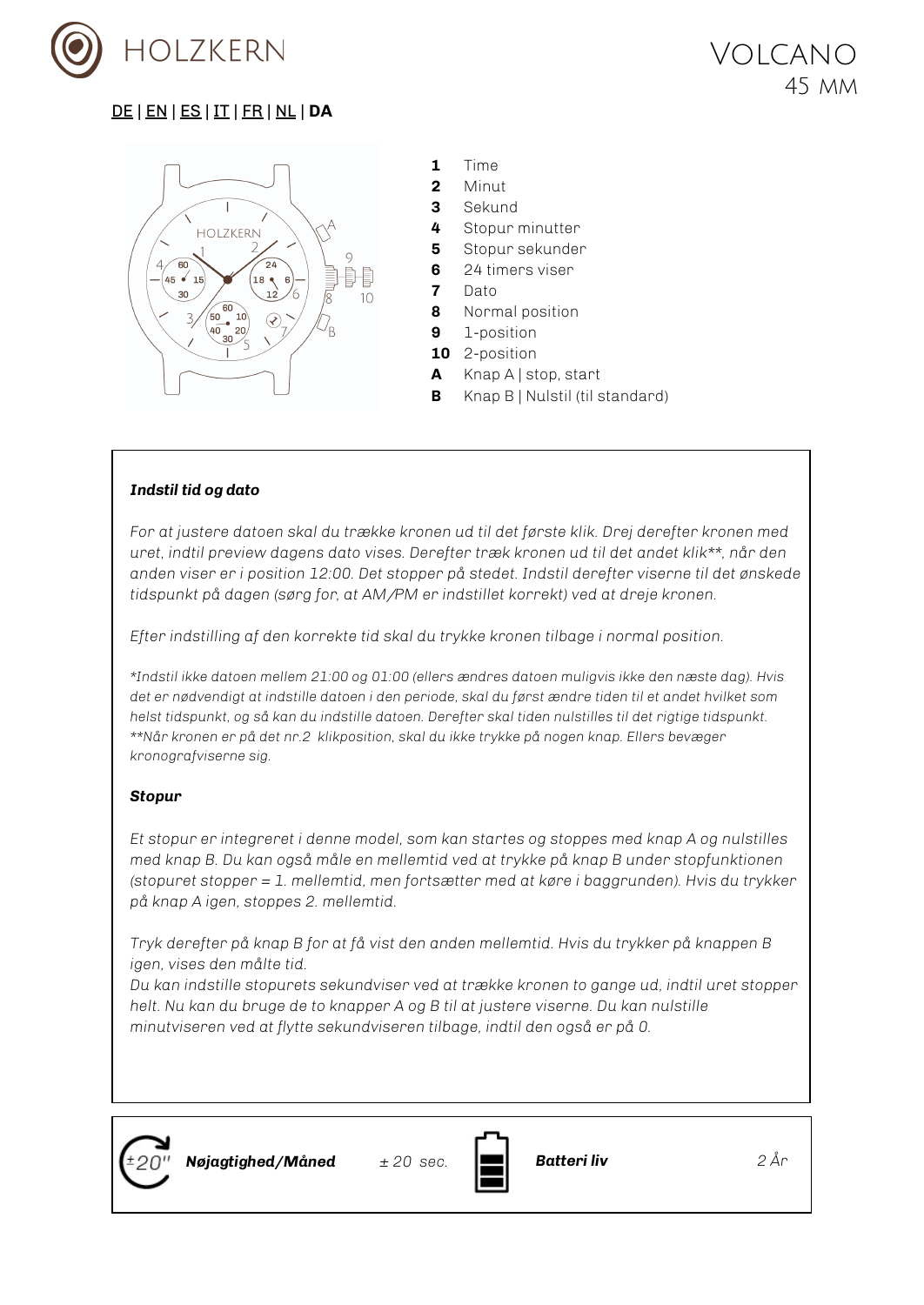HOLZKERN

# VOLCANO
45 MM

DE | EN | ES | IT | FR | NL | **DA**

HOLZKERN
60
45 15
30
24
18 6
12
60
50 10
40 20
30
1 2 3 4 5 6 7 8 9 10 A B

| | |
|---|---|
| **1** | Time |
| **2** | Minut |
| **3** | Sekund |
| **4** | Stopur minutter |
| **5** | Stopur sekunder |
| **6** | 24 timers viser |
| **7** | Dato |
| **8** | Normal position |
| **9** | 1-position |
| **10** | 2-position |
| **A** | Knap A \| stop, start |
| **B** | Knap B \| Nulstil (til standard) |

***Indstil tid og dato***

*For at justere datoen skal du trække kronen ud til det første klik. Drej derefter kronen med uret, indtil preview dagens dato vises. Derefter træk kronen ud til det andet klik**, når den anden viser er i position 12:00. Det stopper på stedet. Indstil derefter viserne til det ønskede tidspunkt på dagen (sørg for, at AM/PM er indstillet korrekt) ved at dreje kronen.*

*Efter indstilling af den korrekte tid skal du trykke kronen tilbage i normal position.*

**Indstil ikke datoen mellem 21:00 og 01:00 (ellers ændres datoen muligvis ikke den næste dag). Hvis det er nødvendigt at indstille datoen i den periode, skal du først ændre tiden til et andet hvilket som helst tidspunkt, og så kan du indstille datoen. Derefter skal tiden nulstilles til det rigtige tidspunkt.*
***Når kronen er på det nr.2 klikposition, skal du ikke trykke på nogen knap. Ellers bevæger kronografviserne sig.*

***Stopur***

*Et stopur er integreret i denne model, som kan startes og stoppes med knap A og nulstilles med knap B. Du kan også måle en mellemtid ved at trykke på knap B under stopfunktionen (stopuret stopper = 1. mellemtid, men fortsætter med at køre i baggrunden). Hvis du trykker på knap A igen, stoppes 2. mellemtid.*

*Tryk derefter på knap B for at få vist den anden mellemtid. Hvis du trykker på knappen B igen, vises den målte tid.*
*Du kan indstille stopurets sekundviser ved at trække kronen to gange ud, indtil uret stopper helt. Nu kan du bruge de to knapper A og B til at justere viserne. Du kan nulstille minutviseren ved at flytte sekundviseren tilbage, indtil den også er på 0.*

±20'' ***Nøjagtighed/Måned*** *± 20 sec.* ***Batteri liv*** *2 År*